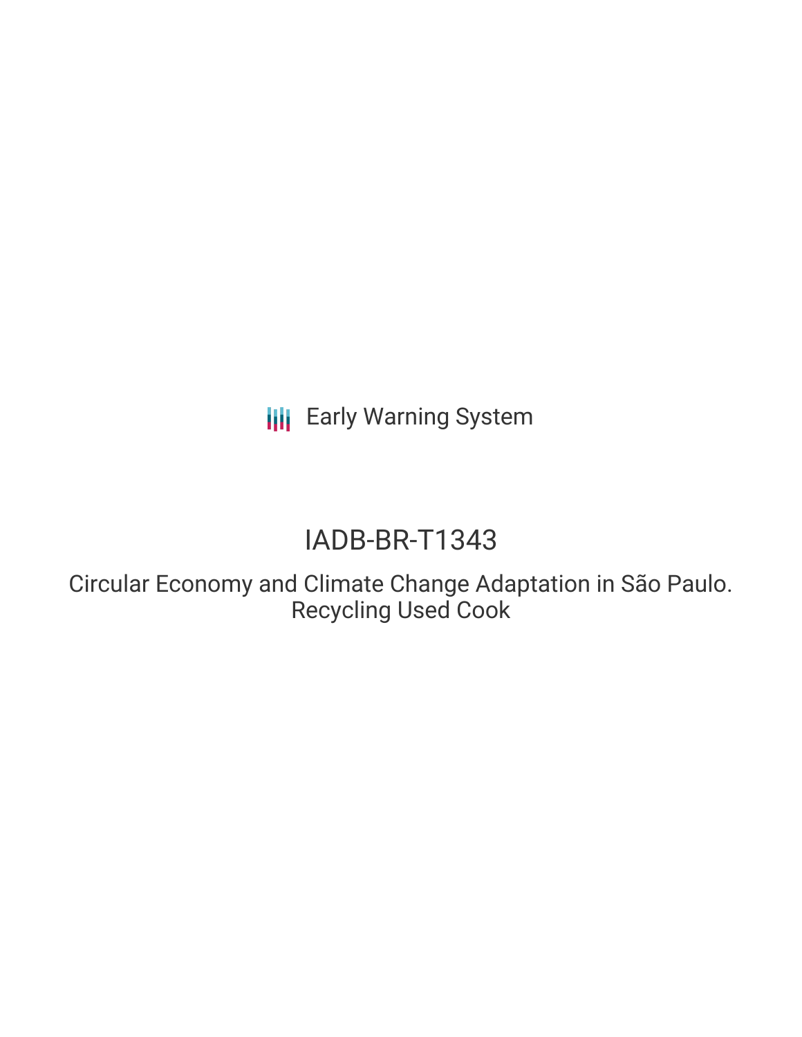Early Warning System

# IADB-BR-T1343

## Circular Economy and Climate Change Adaptation in São Paulo. Recycling Used Cook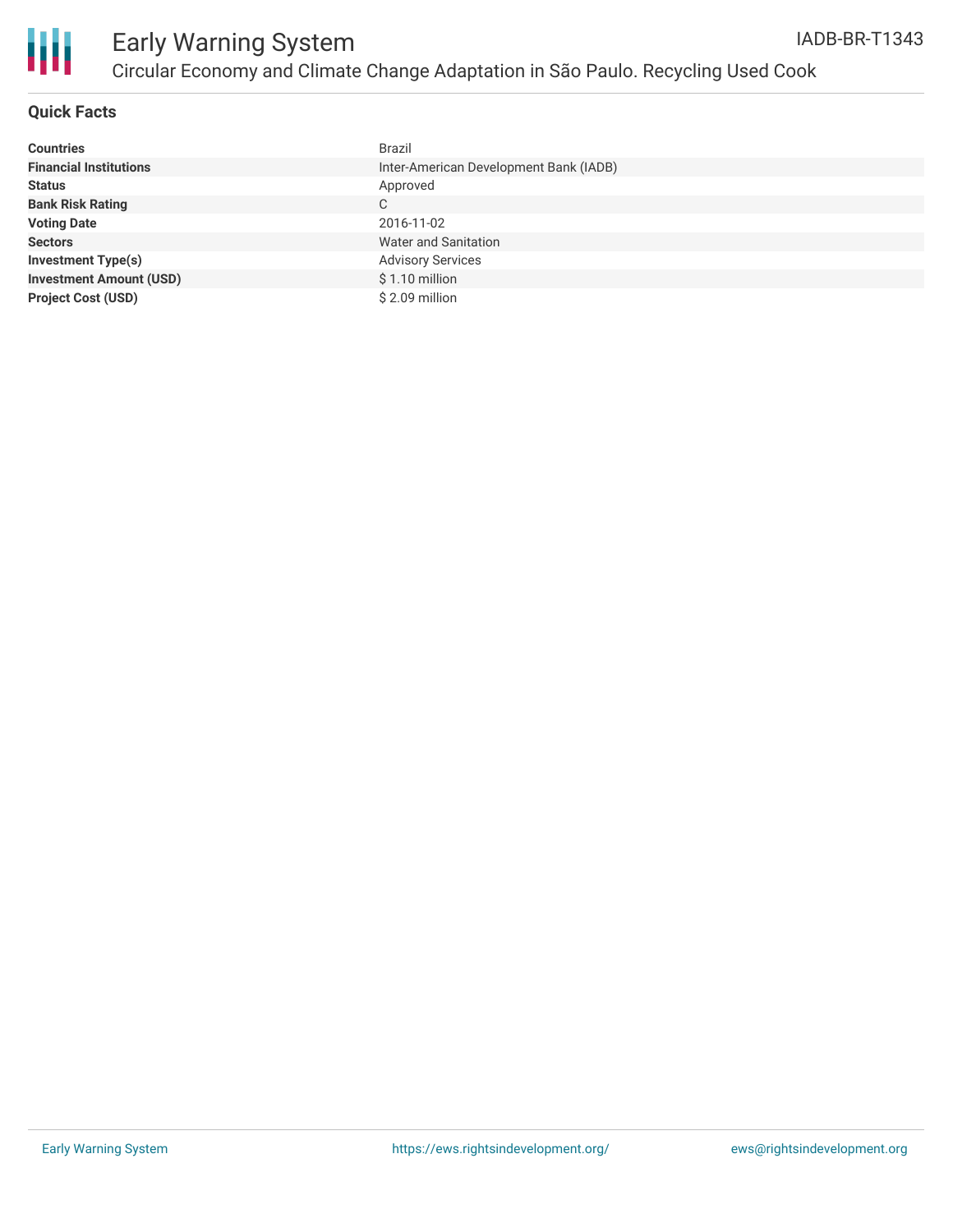# Early Warning System

## Circular Economy and Climate Change Adaptation in São Paulo. Recycling Used Cook

IADB-BR-T1343

### Quick Facts

| | |
|---|---|
| **Countries** | Brazil |
| **Financial Institutions** | Inter-American Development Bank (IADB) |
| **Status** | Approved |
| **Bank Risk Rating** | C |
| **Voting Date** | 2016-11-02 |
| **Sectors** | Water and Sanitation |
| **Investment Type(s)** | Advisory Services |
| **Investment Amount (USD)** | $ 1.10 million |
| **Project Cost (USD)** | $ 2.09 million |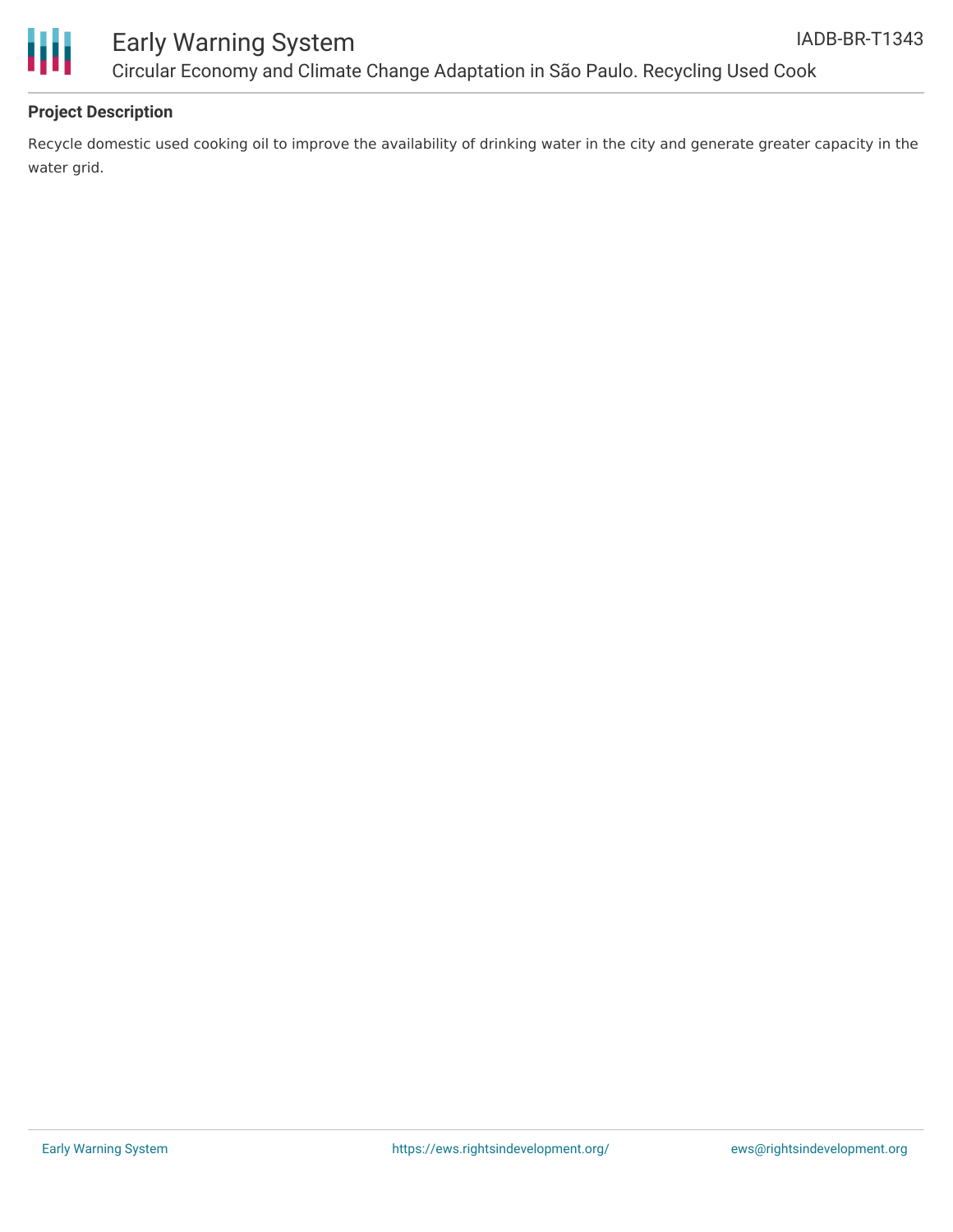## Project Description

Recycle domestic used cooking oil to improve the availability of drinking water in the city and generate greater capacity in the water grid.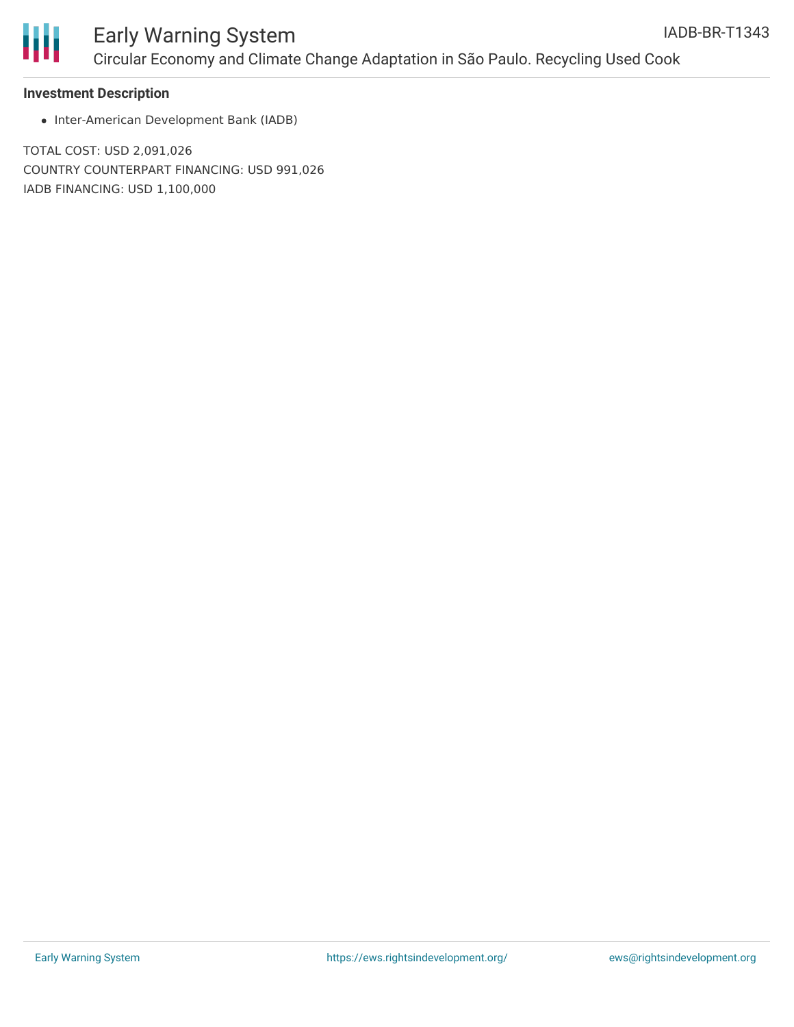**Investment Description**

- Inter-American Development Bank (IADB)

TOTAL COST: USD 2,091,026
COUNTRY COUNTERPART FINANCING: USD 991,026
IADB FINANCING: USD 1,100,000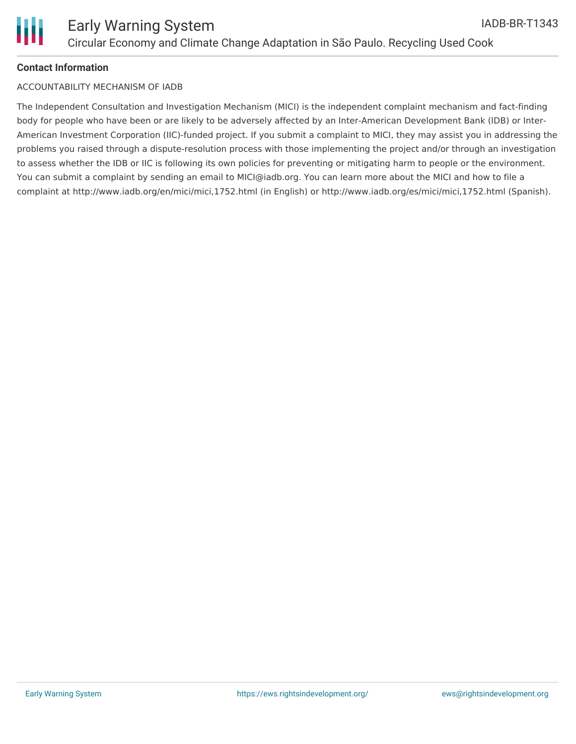**Contact Information**

ACCOUNTABILITY MECHANISM OF IADB

The Independent Consultation and Investigation Mechanism (MICI) is the independent complaint mechanism and fact-finding body for people who have been or are likely to be adversely affected by an Inter-American Development Bank (IDB) or Inter-American Investment Corporation (IIC)-funded project. If you submit a complaint to MICI, they may assist you in addressing the problems you raised through a dispute-resolution process with those implementing the project and/or through an investigation to assess whether the IDB or IIC is following its own policies for preventing or mitigating harm to people or the environment. You can submit a complaint by sending an email to MICI@iadb.org. You can learn more about the MICI and how to file a complaint at http://www.iadb.org/en/mici/mici,1752.html (in English) or http://www.iadb.org/es/mici/mici,1752.html (Spanish).